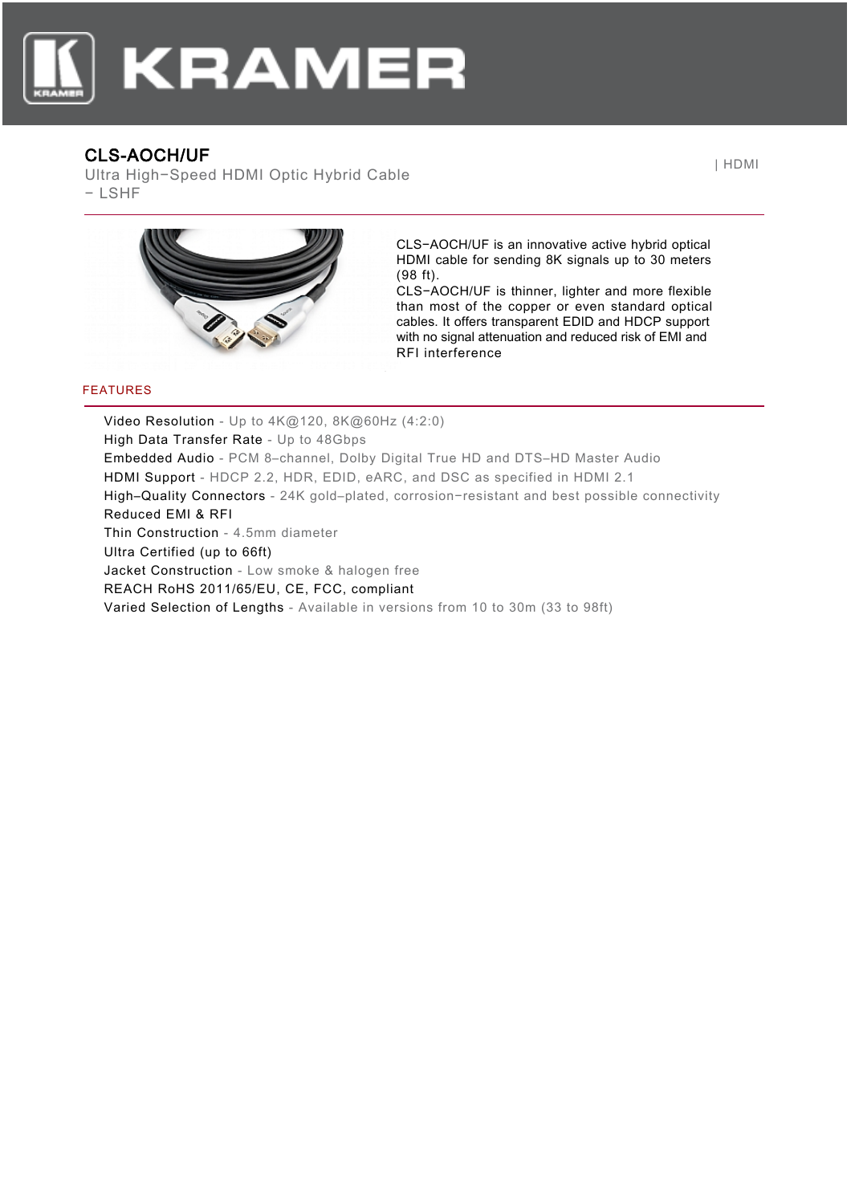# CLS-AOCH/UF

Ultra High−Speed HDMI Optic Hybrid Cable − LSHF

| HDMI

CLS−AOCH/UF is an innovative active hybrid optical HDMI cable for sending 8K signals up to 30 meters (98 ft).

CLS−AOCH/UF is thinner, lighter and more flexible than most of the copper or even standard optical cables. It offers transparent EDID and HDCP support with no signal attenuation and reduced risk of EMI and RFI interference

## FEATURES

- Video Resolution - Up to 4K@120, 8K@60Hz (4:2:0)
- High Data Transfer Rate - Up to 48Gbps
- Embedded Audio - PCM 8–channel, Dolby Digital True HD and DTS–HD Master Audio
- HDMI Support - HDCP 2.2, HDR, EDID, eARC, and DSC as specified in HDMI 2.1
- High–Quality Connectors - 24K gold–plated, corrosion−resistant and best possible connectivity
- Reduced EMI & RFI
- Thin Construction - 4.5mm diameter
- Ultra Certified (up to 66ft)
- Jacket Construction - Low smoke & halogen free
- REACH RoHS 2011/65/EU, CE, FCC, compliant
- Varied Selection of Lengths - Available in versions from 10 to 30m (33 to 98ft)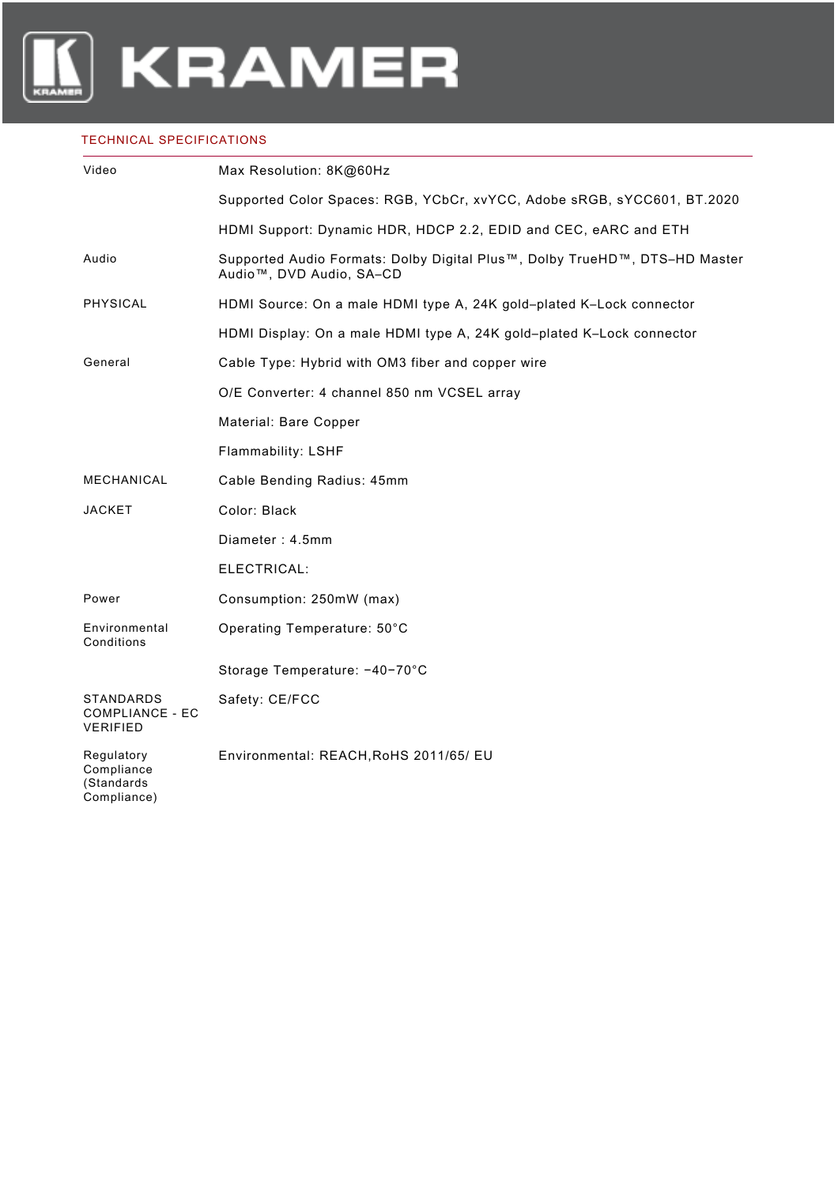## TECHNICAL SPECIFICATIONS

| | |
|---|---|
| Video | Max Resolution: 8K@60Hz |
| | Supported Color Spaces: RGB, YCbCr, xvYCC, Adobe sRGB, sYCC601, BT.2020 |
| | HDMI Support: Dynamic HDR, HDCP 2.2, EDID and CEC, eARC and ETH |
| Audio | Supported Audio Formats: Dolby Digital Plus™, Dolby TrueHD™, DTS–HD Master Audio™, DVD Audio, SA–CD |
| PHYSICAL | HDMI Source: On a male HDMI type A, 24K gold–plated K–Lock connector |
| | HDMI Display: On a male HDMI type A, 24K gold–plated K–Lock connector |
| General | Cable Type: Hybrid with OM3 fiber and copper wire |
| | O/E Converter: 4 channel 850 nm VCSEL array |
| | Material: Bare Copper |
| | Flammability: LSHF |
| MECHANICAL | Cable Bending Radius: 45mm |
| JACKET | Color: Black |
| | Diameter : 4.5mm |
| | ELECTRICAL: |
| Power | Consumption: 250mW (max) |
| Environmental Conditions | Operating Temperature: 50°C |
| | Storage Temperature: −40−70°C |
| STANDARDS COMPLIANCE - EC VERIFIED | Safety: CE/FCC |
| Regulatory Compliance (Standards Compliance) | Environmental: REACH,RoHS 2011/65/ EU |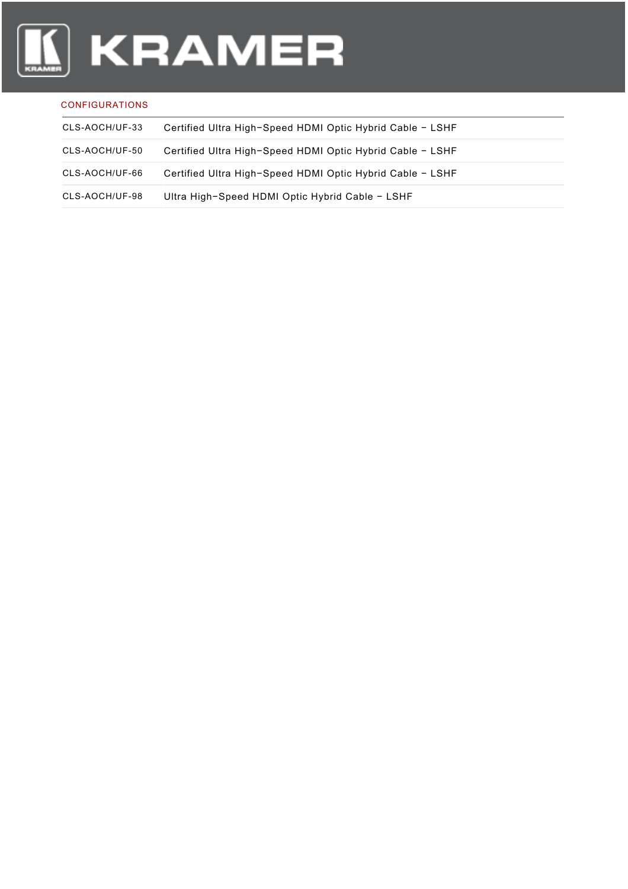## CONFIGURATIONS

| | |
|---|---|
| CLS-AOCH/UF-33 | Certified Ultra High−Speed HDMI Optic Hybrid Cable − LSHF |
| CLS-AOCH/UF-50 | Certified Ultra High−Speed HDMI Optic Hybrid Cable − LSHF |
| CLS-AOCH/UF-66 | Certified Ultra High−Speed HDMI Optic Hybrid Cable − LSHF |
| CLS-AOCH/UF-98 | Ultra High−Speed HDMI Optic Hybrid Cable − LSHF |